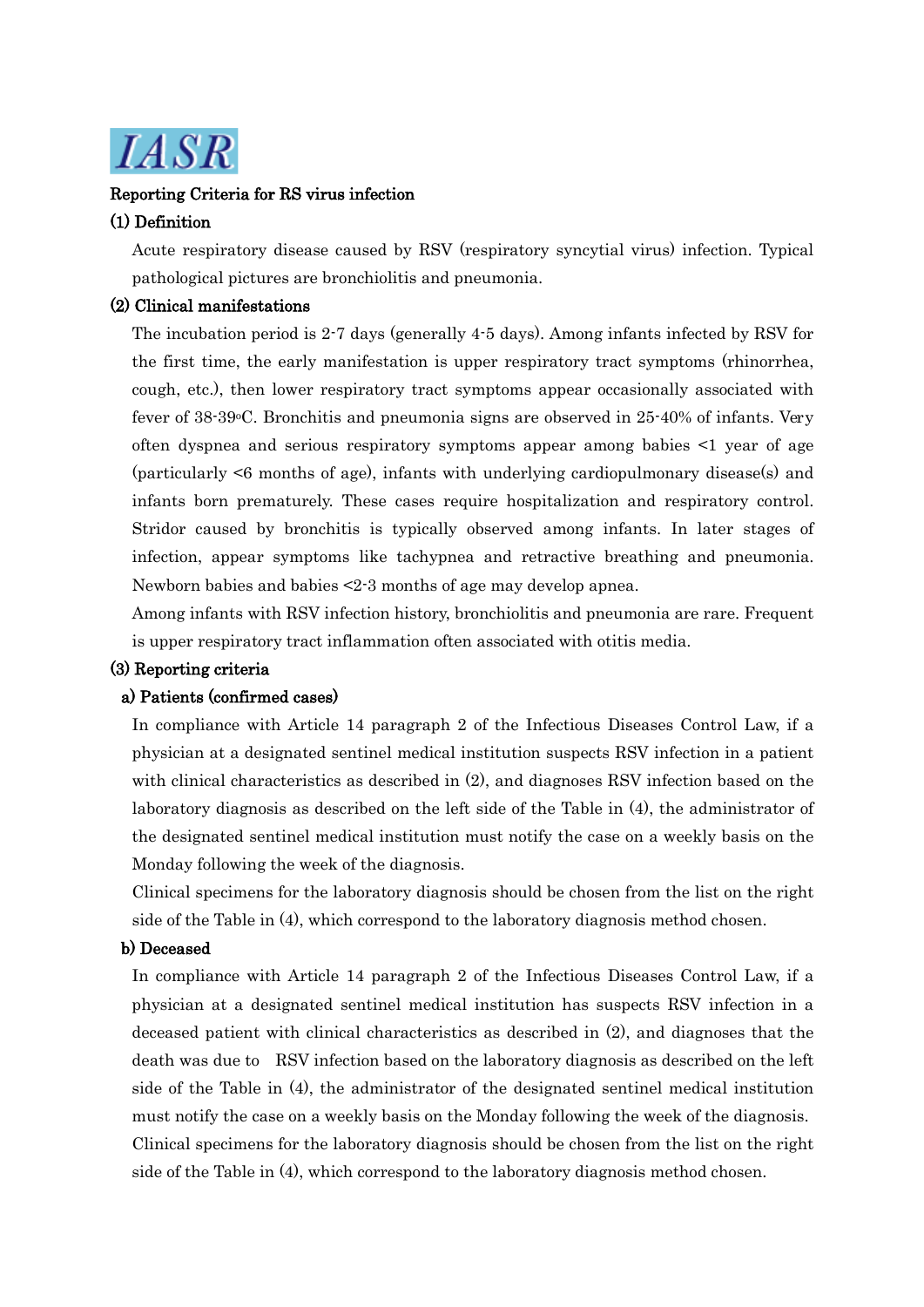IASR

## Reporting Criteria for RS virus infection

### (1) Definition

Acute respiratory disease caused by RSV (respiratory syncytial virus) infection. Typical pathological pictures are bronchiolitis and pneumonia.

### (2) Clinical manifestations

The incubation period is 2-7 days (generally 4-5 days). Among infants infected by RSV for the first time, the early manifestation is upper respiratory tract symptoms (rhinorrhea, cough, etc.), then lower respiratory tract symptoms appear occasionally associated with fever of 38-39°C. Bronchitis and pneumonia signs are observed in 25-40% of infants. Very often dyspnea and serious respiratory symptoms appear among babies <1 year of age (particularly <6 months of age), infants with underlying cardiopulmonary disease(s) and infants born prematurely. These cases require hospitalization and respiratory control. Stridor caused by bronchitis is typically observed among infants. In later stages of infection, appear symptoms like tachypnea and retractive breathing and pneumonia. Newborn babies and babies <2-3 months of age may develop apnea.

Among infants with RSV infection history, bronchiolitis and pneumonia are rare. Frequent is upper respiratory tract inflammation often associated with otitis media.

### (3) Reporting criteria

#### a) Patients (confirmed cases)

In compliance with Article 14 paragraph 2 of the Infectious Diseases Control Law, if a physician at a designated sentinel medical institution suspects RSV infection in a patient with clinical characteristics as described in (2), and diagnoses RSV infection based on the laboratory diagnosis as described on the left side of the Table in (4), the administrator of the designated sentinel medical institution must notify the case on a weekly basis on the Monday following the week of the diagnosis.

Clinical specimens for the laboratory diagnosis should be chosen from the list on the right side of the Table in (4), which correspond to the laboratory diagnosis method chosen.

#### b) Deceased

In compliance with Article 14 paragraph 2 of the Infectious Diseases Control Law, if a physician at a designated sentinel medical institution has suspects RSV infection in a deceased patient with clinical characteristics as described in (2), and diagnoses that the death was due to RSV infection based on the laboratory diagnosis as described on the left side of the Table in (4), the administrator of the designated sentinel medical institution must notify the case on a weekly basis on the Monday following the week of the diagnosis.

Clinical specimens for the laboratory diagnosis should be chosen from the list on the right side of the Table in (4), which correspond to the laboratory diagnosis method chosen.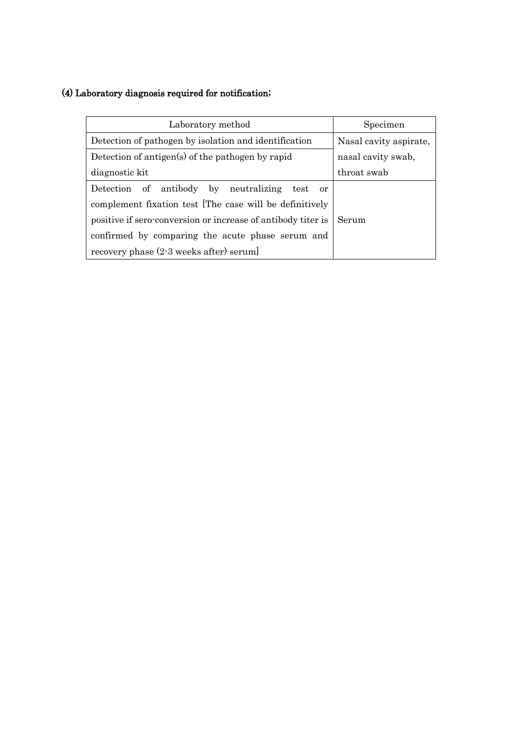### (4) Laboratory diagnosis required for notification;

| Laboratory method | Specimen |
|---|---|
| Detection of pathogen by isolation and identification | Nasal cavity aspirate, nasal cavity swab, throat swab |
| Detection of antigen(s) of the pathogen by rapid diagnostic kit | |
| Detection of antibody by neutralizing test or complement fixation test [The case will be definitively positive if sero-conversion or increase of antibody titer is confirmed by comparing the acute phase serum and recovery phase (2-3 weeks after) serum] | Serum |